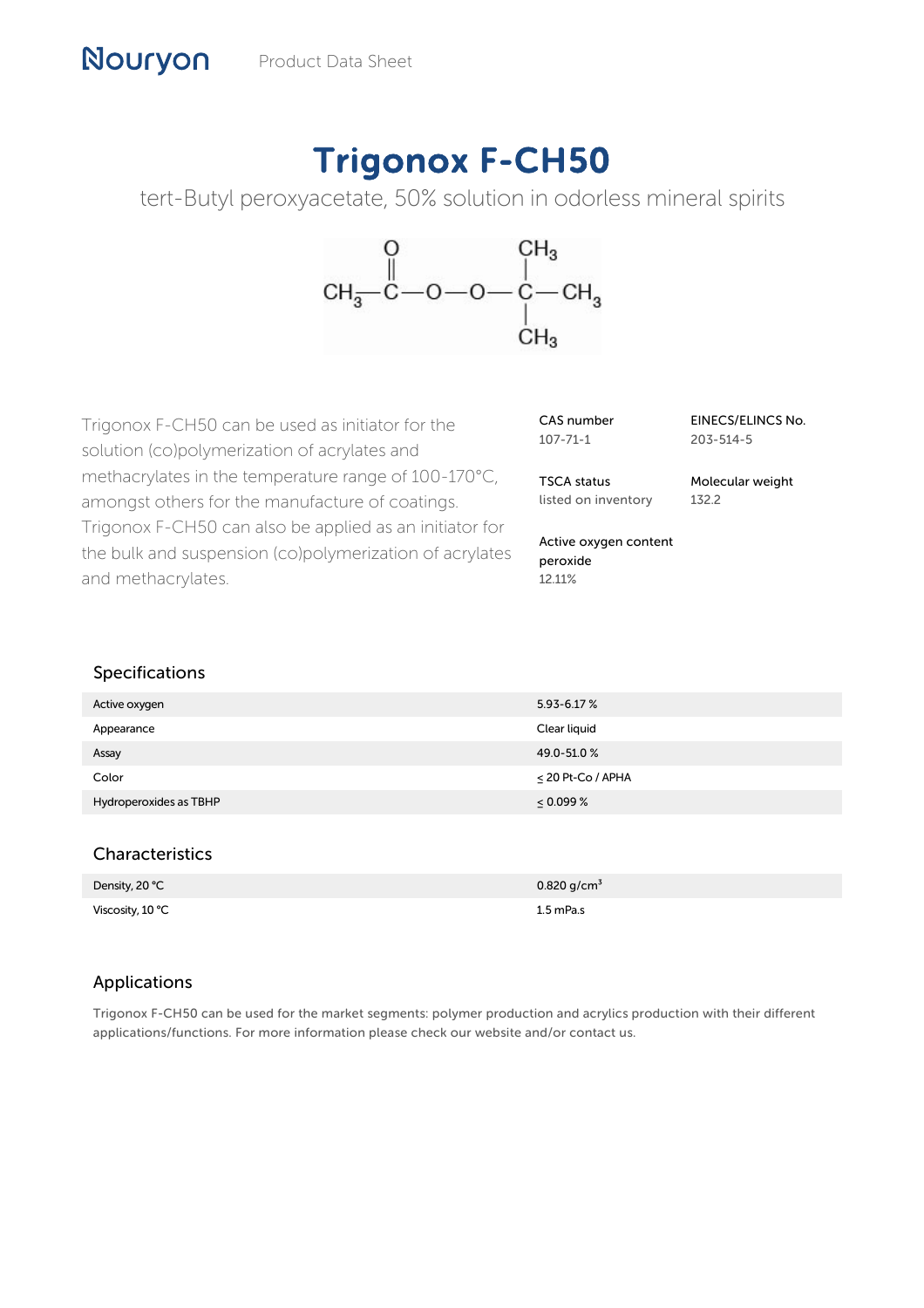Nouryon Product Data Sheet

# Trigonox F-CH50

tert-Butyl peroxyacetate, 50% solution in odorless mineral spirits

Trigonox F-CH50 can be used as initiator for the solution (co)polymerization of acrylates and methacrylates in the temperature range of 100-170°C, amongst others for the manufacture of coatings. Trigonox F-CH50 can also be applied as an initiator for the bulk and suspension (co)polymerization of acrylates and methacrylates.

**CAS number**
107-71-1

**EINECS/ELINCS No.**
203-514-5

**TSCA status**
listed on inventory

**Molecular weight**
132.2

**Active oxygen content peroxide**
12.11%

## Specifications

| | |
|---|---|
| Active oxygen | 5.93-6.17 % |
| Appearance | Clear liquid |
| Assay | 49.0-51.0 % |
| Color | ≤ 20 Pt-Co / APHA |
| Hydroperoxides as TBHP | ≤ 0.099 % |

## Characteristics

| | |
|---|---|
| Density, 20 °C | 0.820 g/cm$^3$ |
| Viscosity, 10 °C | 1.5 mPa.s |

## Applications

Trigonox F-CH50 can be used for the market segments: polymer production and acrylics production with their different applications/functions. For more information please check our website and/or contact us.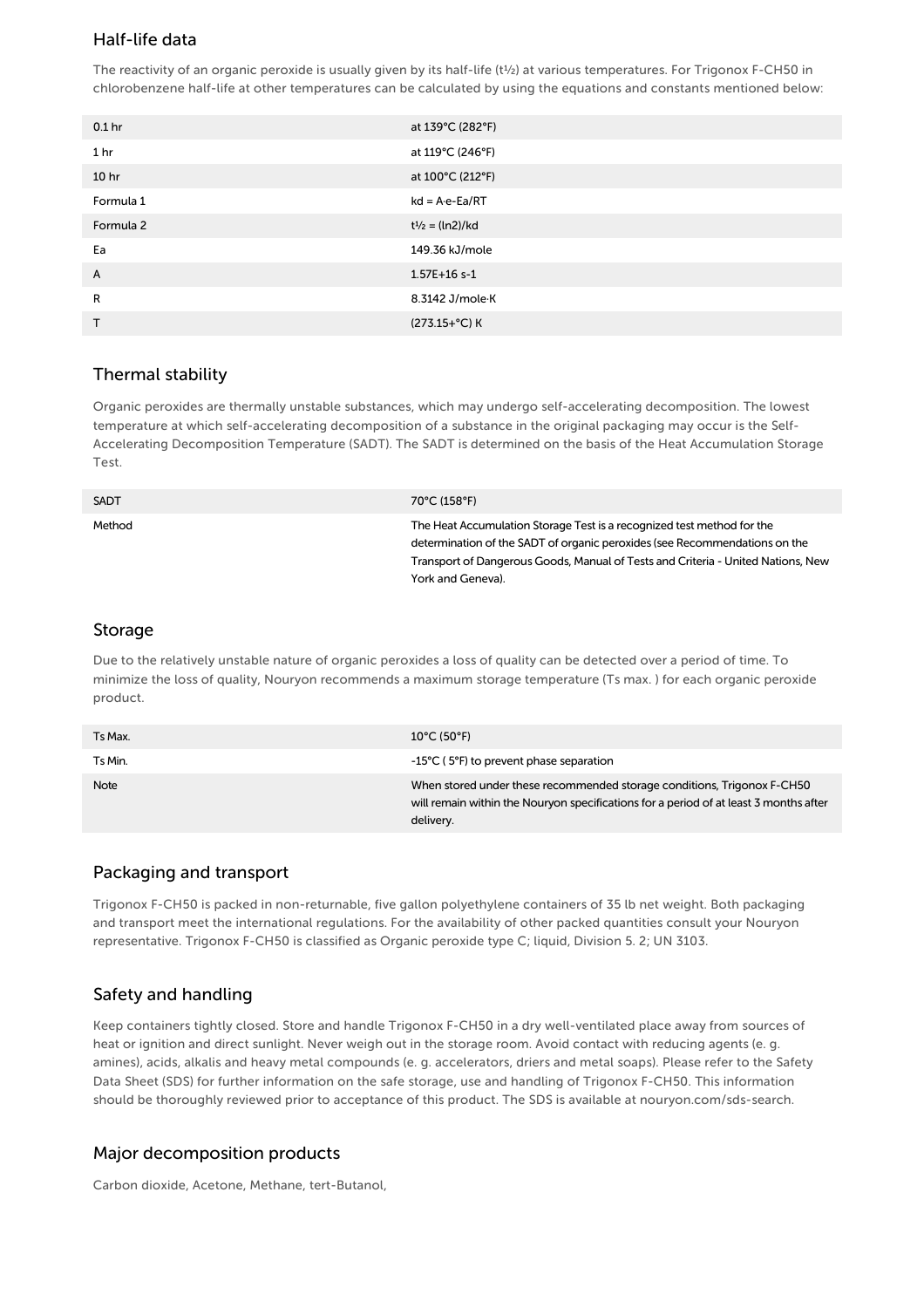## Half-life data

The reactivity of an organic peroxide is usually given by its half-life ($t_{1/2}$) at various temperatures. For Trigonox F-CH50 in chlorobenzene half-life at other temperatures can be calculated by using the equations and constants mentioned below:

| | |
|---|---|
| 0.1 hr | at 139°C (282°F) |
| 1 hr | at 119°C (246°F) |
| 10 hr | at 100°C (212°F) |
| Formula 1 | $kd = A \cdot e^{-Ea/RT}$ |
| Formula 2 | $t_{1/2} = (\ln 2)/kd$ |
| Ea | 149.36 kJ/mole |
| A | 1.57E+16 s-1 |
| R | 8.3142 J/mole·K |
| T | (273.15+°C) K |

## Thermal stability

Organic peroxides are thermally unstable substances, which may undergo self-accelerating decomposition. The lowest temperature at which self-accelerating decomposition of a substance in the original packaging may occur is the Self-Accelerating Decomposition Temperature (SADT). The SADT is determined on the basis of the Heat Accumulation Storage Test.

| | |
|---|---|
| SADT | 70°C (158°F) |
| Method | The Heat Accumulation Storage Test is a recognized test method for the determination of the SADT of organic peroxides (see Recommendations on the Transport of Dangerous Goods, Manual of Tests and Criteria - United Nations, New York and Geneva). |

## Storage

Due to the relatively unstable nature of organic peroxides a loss of quality can be detected over a period of time. To minimize the loss of quality, Nouryon recommends a maximum storage temperature (Ts max. ) for each organic peroxide product.

| | |
|---|---|
| Ts Max. | 10°C (50°F) |
| Ts Min. | -15°C ( 5°F) to prevent phase separation |
| Note | When stored under these recommended storage conditions, Trigonox F-CH50 will remain within the Nouryon specifications for a period of at least 3 months after delivery. |

## Packaging and transport

Trigonox F-CH50 is packed in non-returnable, five gallon polyethylene containers of 35 lb net weight. Both packaging and transport meet the international regulations. For the availability of other packed quantities consult your Nouryon representative. Trigonox F-CH50 is classified as Organic peroxide type C; liquid, Division 5. 2; UN 3103.

## Safety and handling

Keep containers tightly closed. Store and handle Trigonox F-CH50 in a dry well-ventilated place away from sources of heat or ignition and direct sunlight. Never weigh out in the storage room. Avoid contact with reducing agents (e. g. amines), acids, alkalis and heavy metal compounds (e. g. accelerators, driers and metal soaps). Please refer to the Safety Data Sheet (SDS) for further information on the safe storage, use and handling of Trigonox F-CH50. This information should be thoroughly reviewed prior to acceptance of this product. The SDS is available at nouryon.com/sds-search.

## Major decomposition products

Carbon dioxide, Acetone, Methane, tert-Butanol,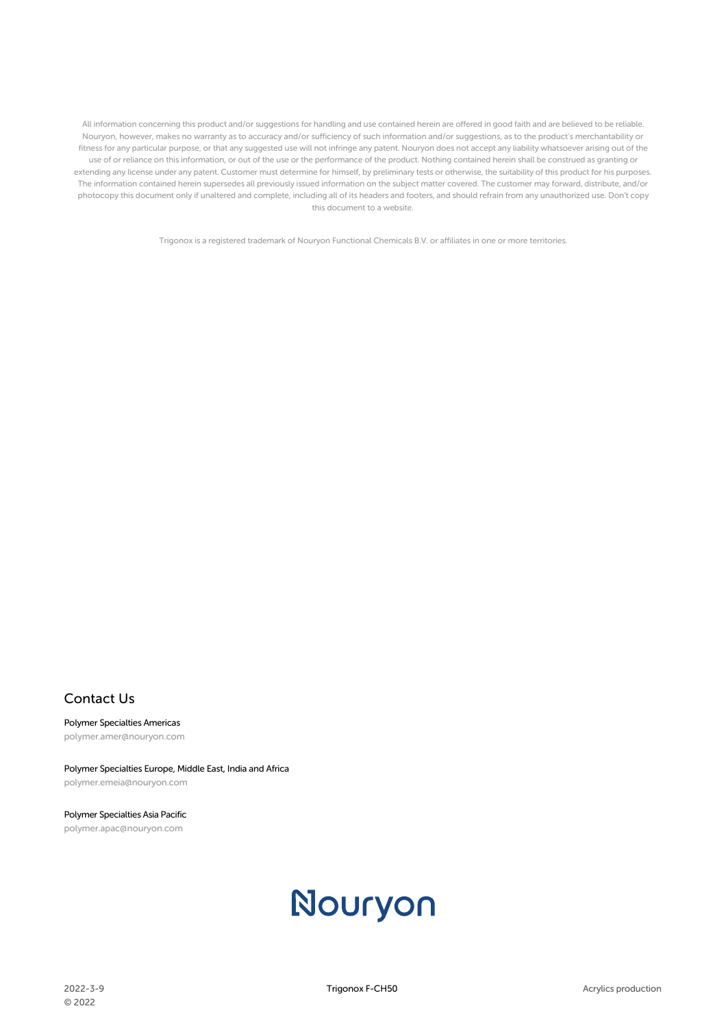All information concerning this product and/or suggestions for handling and use contained herein are offered in good faith and are believed to be reliable. Nouryon, however, makes no warranty as to accuracy and/or sufficiency of such information and/or suggestions, as to the product's merchantability or fitness for any particular purpose, or that any suggested use will not infringe any patent. Nouryon does not accept any liability whatsoever arising out of the use of or reliance on this information, or out of the use or the performance of the product. Nothing contained herein shall be construed as granting or extending any license under any patent. Customer must determine for himself, by preliminary tests or otherwise, the suitability of this product for his purposes. The information contained herein supersedes all previously issued information on the subject matter covered. The customer may forward, distribute, and/or photocopy this document only if unaltered and complete, including all of its headers and footers, and should refrain from any unauthorized use. Don't copy this document to a website.

Trigonox is a registered trademark of Nouryon Functional Chemicals B.V. or affiliates in one or more territories.

## Contact Us

Polymer Specialties Americas
polymer.amer@nouryon.com

Polymer Specialties Europe, Middle East, India and Africa
polymer.emeia@nouryon.com

Polymer Specialties Asia Pacific
polymer.apac@nouryon.com

Nouryon

2022-3-9
© 2022